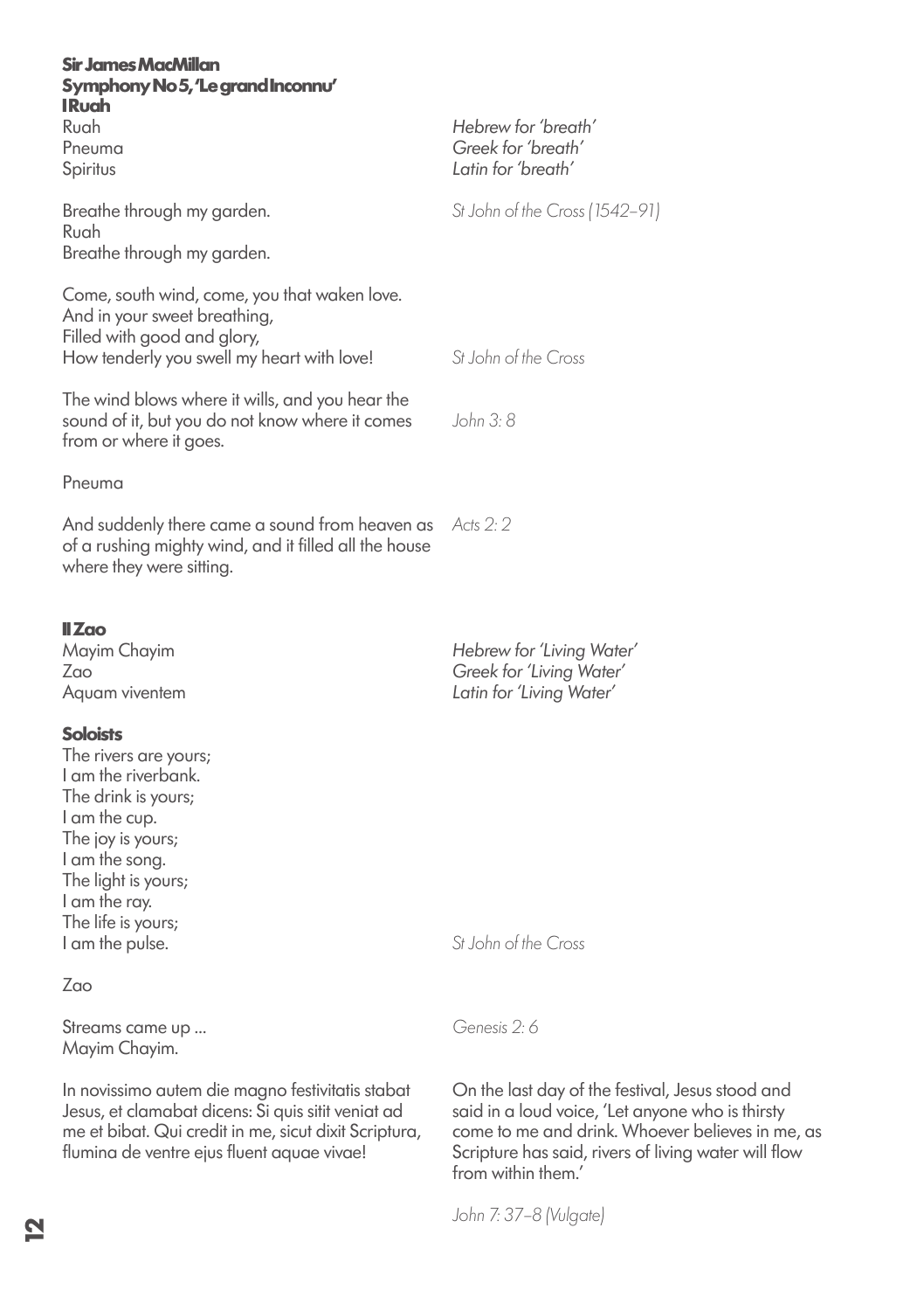**Sir James MacMillan**
**Symphony No 5, 'Le grand Inconnu'**

### I Ruah

Ruah — *Hebrew for 'breath'*
Pneuma — *Greek for 'breath'*
Spiritus — *Latin for 'breath'*

Breathe through my garden.
Ruah
Breathe through my garden.

*St John of the Cross (1542–91)*

Come, south wind, come, you that waken love.
And in your sweet breathing,
Filled with good and glory,
How tenderly you swell my heart with love!

*St John of the Cross*

The wind blows where it wills, and you hear the sound of it, but you do not know where it comes from or where it goes.

*John 3: 8*

Pneuma

And suddenly there came a sound from heaven as of a rushing mighty wind, and it filled all the house where they were sitting.

*Acts 2: 2*

### II Zao

Mayim Chayim — *Hebrew for 'Living Water'*
Zao — *Greek for 'Living Water'*
Aquam viventem — *Latin for 'Living Water'*

**Soloists**

The rivers are yours;
I am the riverbank.
The drink is yours;
I am the cup.
The joy is yours;
I am the song.
The light is yours;
I am the ray.
The life is yours;
I am the pulse.

*St John of the Cross*

Zao

Streams came up ...
Mayim Chayim.

*Genesis 2: 6*

In novissimo autem die magno festivitatis stabat Jesus, et clamabat dicens: Si quis sitit veniat ad me et bibat. Qui credit in me, sicut dixit Scriptura, flumina de ventre ejus fluent aquae vivae!

On the last day of the festival, Jesus stood and said in a loud voice, 'Let anyone who is thirsty come to me and drink. Whoever believes in me, as Scripture has said, rivers of living water will flow from within them.'

*John 7: 37–8 (Vulgate)*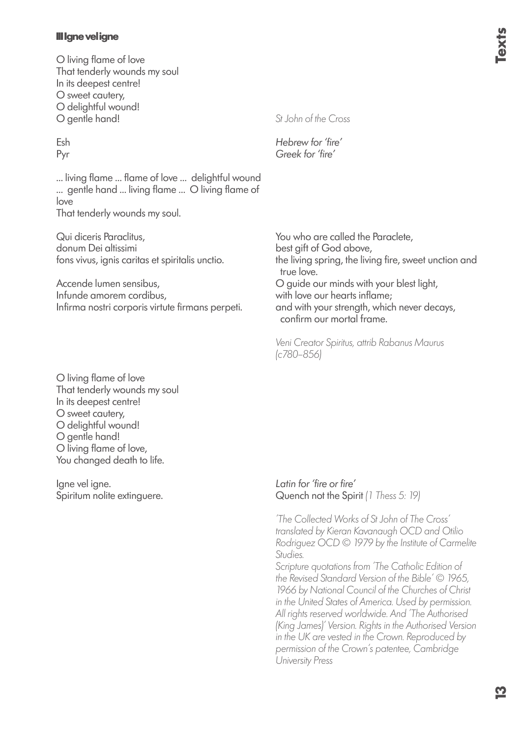### III Igne vel igne

O living flame of love
That tenderly wounds my soul
In its deepest centre!
O sweet cautery,
O delightful wound!
O gentle hand!

*St John of the Cross*

Esh — *Hebrew for 'fire'*
Pyr — *Greek for 'fire'*

... living flame ... flame of love ... delightful wound ... gentle hand ... living flame ... O living flame of love
That tenderly wounds my soul.

Qui diceris Paraclitus,
donum Dei altissimi
fons vivus, ignis caritas et spiritalis unctio.

Accende lumen sensibus,
Infunde amorem cordibus,
Infirma nostri corporis virtute firmans perpeti.

You who are called the Paraclete,
best gift of God above,
the living spring, the living fire, sweet unction and true love.
O guide our minds with your blest light,
with love our hearts inflame;
and with your strength, which never decays,
confirm our mortal frame.

*Veni Creator Spiritus, attrib Rabanus Maurus (c780–856)*

O living flame of love
That tenderly wounds my soul
In its deepest centre!
O sweet cautery,
O delightful wound!
O gentle hand!
O living flame of love,
You changed death to life.

Igne vel igne. — *Latin for 'fire or fire'*
Spiritum nolite extinguere. — Quench not the Spirit *(1 Thess 5: 19)*

*'The Collected Works of St John of The Cross' translated by Kieran Kavanaugh OCD and Otilio Rodriguez OCD © 1979 by the Institute of Carmelite Studies.*
*Scripture quotations from 'The Catholic Edition of the Revised Standard Version of the Bible' © 1965, 1966 by National Council of the Churches of Christ in the United States of America. Used by permission. All rights reserved worldwide. And 'The Authorised (King James)' Version. Rights in the Authorised Version in the UK are vested in the Crown. Reproduced by permission of the Crown's patentee, Cambridge University Press*